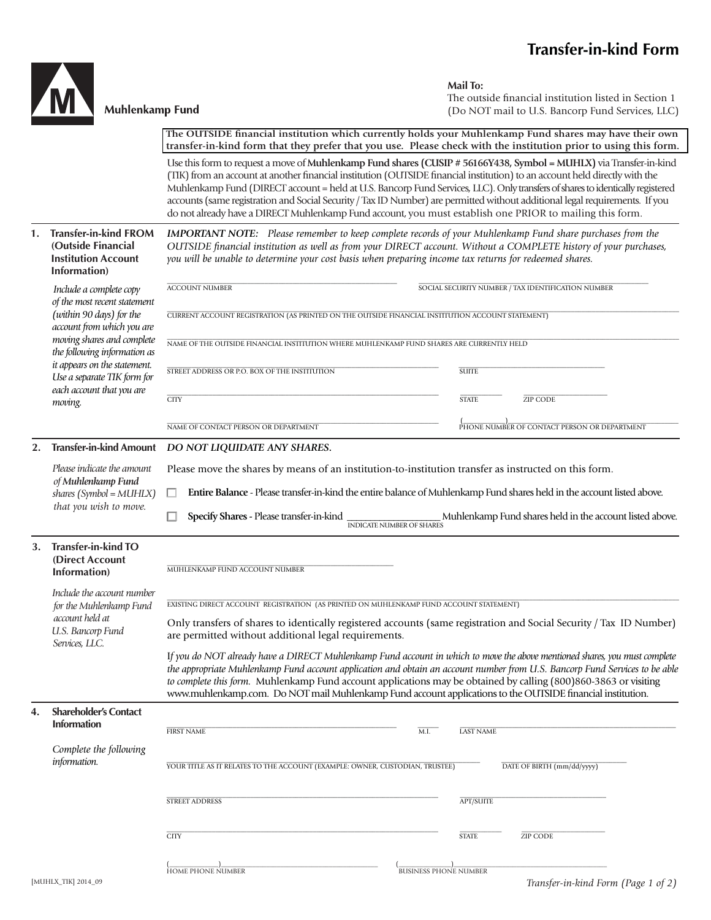# Transfer-in-kind Form

**Muhlenkamp Fund**

**Mail To:**
The outside financial institution listed in Section 1
(Do NOT mail to U.S. Bancorp Fund Services, LLC)

**The OUTSIDE financial institution which currently holds your Muhlenkamp Fund shares may have their own transfer-in-kind form that they prefer that you use. Please check with the institution prior to using this form.**

Use this form to request a move of **Muhlenkamp Fund shares (CUSIP # 56166Y438, Symbol = MUHLX)** via Transfer-in-kind (TIK) from an account at another financial institution (OUTSIDE financial institution) to an account held directly with the Muhlenkamp Fund (DIRECT account = held at U.S. Bancorp Fund Services, LLC). Only transfers of shares to identically registered accounts (same registration and Social Security / Tax ID Number) are permitted without additional legal requirements. If you do not already have a DIRECT Muhlenkamp Fund account, you must establish one PRIOR to mailing this form.

## 1. Transfer-in-kind FROM (Outside Financial Institution Account Information)

*Include a complete copy of the most recent statement (within 90 days) for the account from which you are moving shares and complete the following information as it appears on the statement. Use a separate TIK form for each account that you are moving.*

***IMPORTANT NOTE:** Please remember to keep complete records of your Muhlenkamp Fund share purchases from the OUTSIDE financial institution as well as from your DIRECT account. Without a COMPLETE history of your purchases, you will be unable to determine your cost basis when preparing income tax returns for redeemed shares.*

ACCOUNT NUMBER ____________________ SOCIAL SECURITY NUMBER / TAX IDENTIFICATION NUMBER ____________________

CURRENT ACCOUNT REGISTRATION (AS PRINTED ON THE OUTSIDE FINANCIAL INSTITUTION ACCOUNT STATEMENT) ____________________

NAME OF THE OUTSIDE FINANCIAL INSTITUTION WHERE MUHLENKAMP FUND SHARES ARE CURRENTLY HELD ____________________

STREET ADDRESS OR P.O. BOX OF THE INSTITUTION ____________________ SUITE ____________________

CITY ____________________ STATE ________ ZIP CODE ____________________

NAME OF CONTACT PERSON OR DEPARTMENT ____________________ PHONE NUMBER OF CONTACT PERSON OR DEPARTMENT (______) ____________________

## 2. Transfer-in-kind Amount

*Please indicate the amount of **Muhlenkamp Fund** shares (Symbol = MUHLX) that you wish to move.*

***DO NOT LIQUIDATE ANY SHARES.***

Please move the shares by means of an institution-to-institution transfer as instructed on this form.

☐ **Entire Balance** - Please transfer-in-kind the entire balance of Muhlenkamp Fund shares held in the account listed above.

☐ **Specify Shares** - Please transfer-in-kind ____________________ (INDICATE NUMBER OF SHARES) Muhlenkamp Fund shares held in the account listed above.

## 3. Transfer-in-kind TO (Direct Account Information)

*Include the account number for the Muhlenkamp Fund account held at U.S. Bancorp Fund Services, LLC.*

MUHLENKAMP FUND ACCOUNT NUMBER ____________________

EXISTING DIRECT ACCOUNT REGISTRATION (AS PRINTED ON MUHLENKAMP FUND ACCOUNT STATEMENT) ____________________

Only transfers of shares to identically registered accounts (same registration and Social Security / Tax ID Number) are permitted without additional legal requirements.

*If you do NOT already have a DIRECT Muhlenkamp Fund account in which to move the above mentioned shares, you must complete the appropriate Muhlenkamp Fund account application and obtain an account number from U.S. Bancorp Fund Services to be able to complete this form.* Muhlenkamp Fund account applications may be obtained by calling (800)860-3863 or visiting www.muhlenkamp.com. Do NOT mail Muhlenkamp Fund account applications to the OUTSIDE financial institution.

## 4. Shareholder's Contact Information

*Complete the following information.*

FIRST NAME ____________________ M.I. ______ LAST NAME ____________________

YOUR TITLE AS IT RELATES TO THE ACCOUNT (EXAMPLE: OWNER, CUSTODIAN, TRUSTEE) ____________________ DATE OF BIRTH (mm/dd/yyyy) ____________________

STREET ADDRESS ____________________ APT/SUITE ____________________

CITY ____________________ STATE ________ ZIP CODE ____________________

HOME PHONE NUMBER (______) ____________________ BUSINESS PHONE NUMBER (______) ____________________

[MUHLX_TIK] 2014_09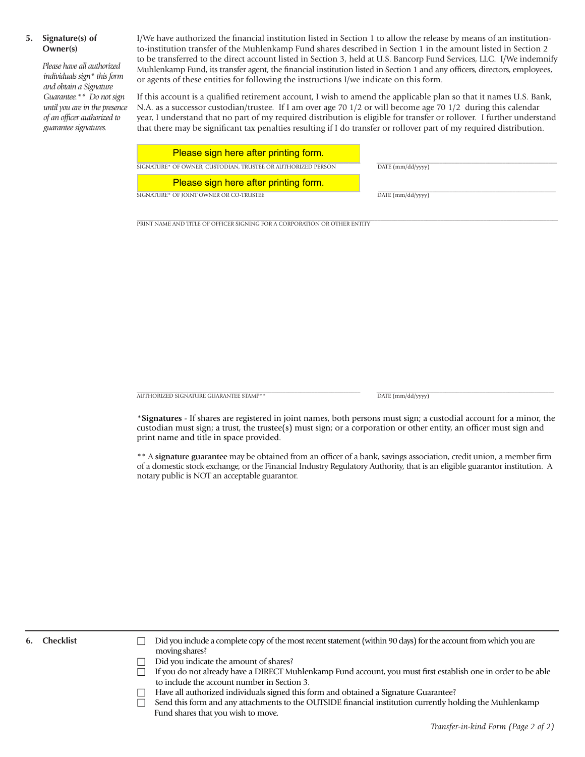## 5. Signature(s) of Owner(s)

*Please have all authorized individuals sign* this form and obtain a Signature Guarantee.** Do not sign until you are in the presence of an officer authorized to guarantee signatures.*

I/We have authorized the financial institution listed in Section 1 to allow the release by means of an institution-to-institution transfer of the Muhlenkamp Fund shares described in Section 1 in the amount listed in Section 2 to be transferred to the direct account listed in Section 3, held at U.S. Bancorp Fund Services, LLC. I/We indemnify Muhlenkamp Fund, its transfer agent, the financial institution listed in Section 1 and any officers, directors, employees, or agents of these entities for following the instructions I/we indicate on this form.

If this account is a qualified retirement account, I wish to amend the applicable plan so that it names U.S. Bank, N.A. as a successor custodian/trustee. If I am over age 70 1/2 or will become age 70 1/2 during this calendar year, I understand that no part of my required distribution is eligible for transfer or rollover. I further understand that there may be significant tax penalties resulting if I do transfer or rollover part of my required distribution.

Please sign here after printing form.

SIGNATURE* OF OWNER, CUSTODIAN, TRUSTEE OR AUTHORIZED PERSON

DATE (mm/dd/yyyy)

Please sign here after printing form.

SIGNATURE* OF JOINT OWNER OR CO-TRUSTEE

DATE (mm/dd/yyyy)

PRINT NAME AND TITLE OF OFFICER SIGNING FOR A CORPORATION OR OTHER ENTITY

AUTHORIZED SIGNATURE GUARANTEE STAMP**

DATE (mm/dd/yyyy)

***Signatures** - If shares are registered in joint names, both persons must sign; a custodial account for a minor, the custodian must sign; a trust, the trustee(s) must sign; or a corporation or other entity, an officer must sign and print name and title in space provided.

** A **signature guarantee** may be obtained from an officer of a bank, savings association, credit union, a member firm of a domestic stock exchange, or the Financial Industry Regulatory Authority, that is an eligible guarantor institution. A notary public is NOT an acceptable guarantor.

## 6. Checklist

- ☐ Did you include a complete copy of the most recent statement (within 90 days) for the account from which you are moving shares?
- ☐ Did you indicate the amount of shares?
- ☐ If you do not already have a DIRECT Muhlenkamp Fund account, you must first establish one in order to be able to include the account number in Section 3.
- ☐ Have all authorized individuals signed this form and obtained a Signature Guarantee?
- ☐ Send this form and any attachments to the OUTSIDE financial institution currently holding the Muhlenkamp Fund shares that you wish to move.